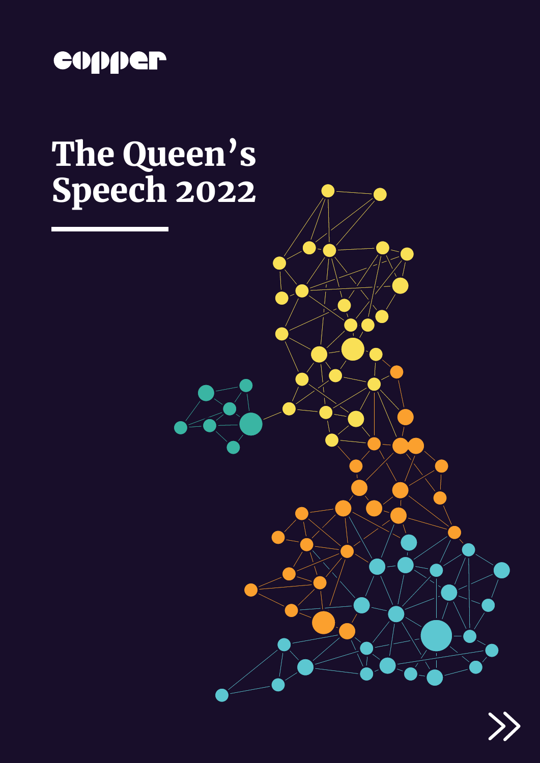copper

# The Queen's Speech 2022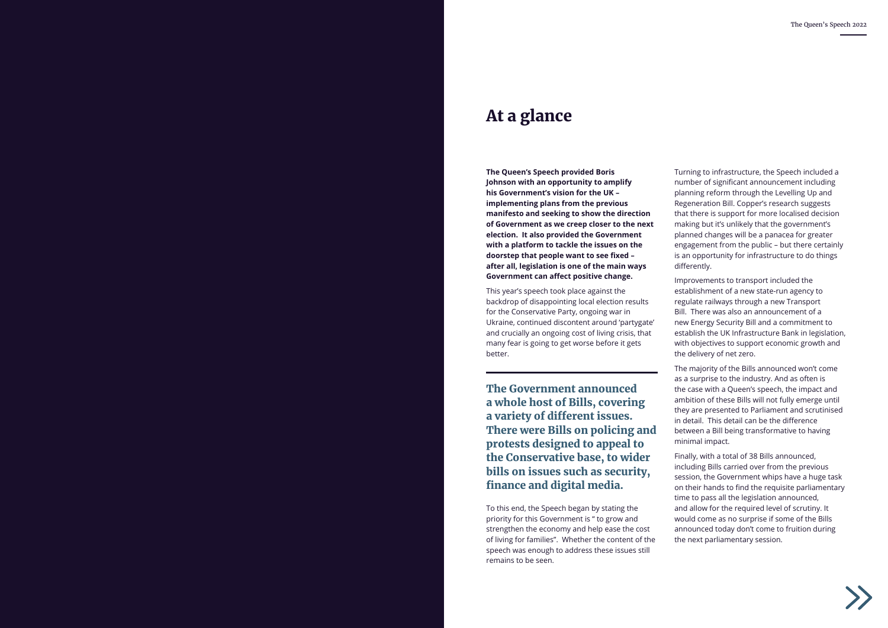# At a glance

**The Queen's Speech provided Boris Johnson with an opportunity to amplify his Government's vision for the UK – implementing plans from the previous manifesto and seeking to show the direction of Government as we creep closer to the next election. It also provided the Government with a platform to tackle the issues on the doorstep that people want to see fixed – after all, legislation is one of the main ways Government can affect positive change.**

This year's speech took place against the backdrop of disappointing local election results for the Conservative Party, ongoing war in Ukraine, continued discontent around 'partygate' and crucially an ongoing cost of living crisis, that many fear is going to get worse before it gets better.

**The Government announced a whole host of Bills, covering a variety of different issues. There were Bills on policing and protests designed to appeal to the Conservative base, to wider bills on issues such as security, finance and digital media.**

To this end, the Speech began by stating the priority for this Government is " to grow and strengthen the economy and help ease the cost of living for families". Whether the content of the speech was enough to address these issues still remains to be seen.

Turning to infrastructure, the Speech included a number of significant announcement including planning reform through the Levelling Up and Regeneration Bill. Copper's research suggests that there is support for more localised decision making but it's unlikely that the government's planned changes will be a panacea for greater engagement from the public – but there certainly is an opportunity for infrastructure to do things differently.

Improvements to transport included the establishment of a new state-run agency to regulate railways through a new Transport Bill. There was also an announcement of a new Energy Security Bill and a commitment to establish the UK Infrastructure Bank in legislation, with objectives to support economic growth and the delivery of net zero.

The majority of the Bills announced won't come as a surprise to the industry. And as often is the case with a Queen's speech, the impact and ambition of these Bills will not fully emerge until they are presented to Parliament and scrutinised in detail. This detail can be the difference between a Bill being transformative to having minimal impact.

Finally, with a total of 38 Bills announced, including Bills carried over from the previous session, the Government whips have a huge task on their hands to find the requisite parliamentary time to pass all the legislation announced, and allow for the required level of scrutiny. It would come as no surprise if some of the Bills announced today don't come to fruition during the next parliamentary session.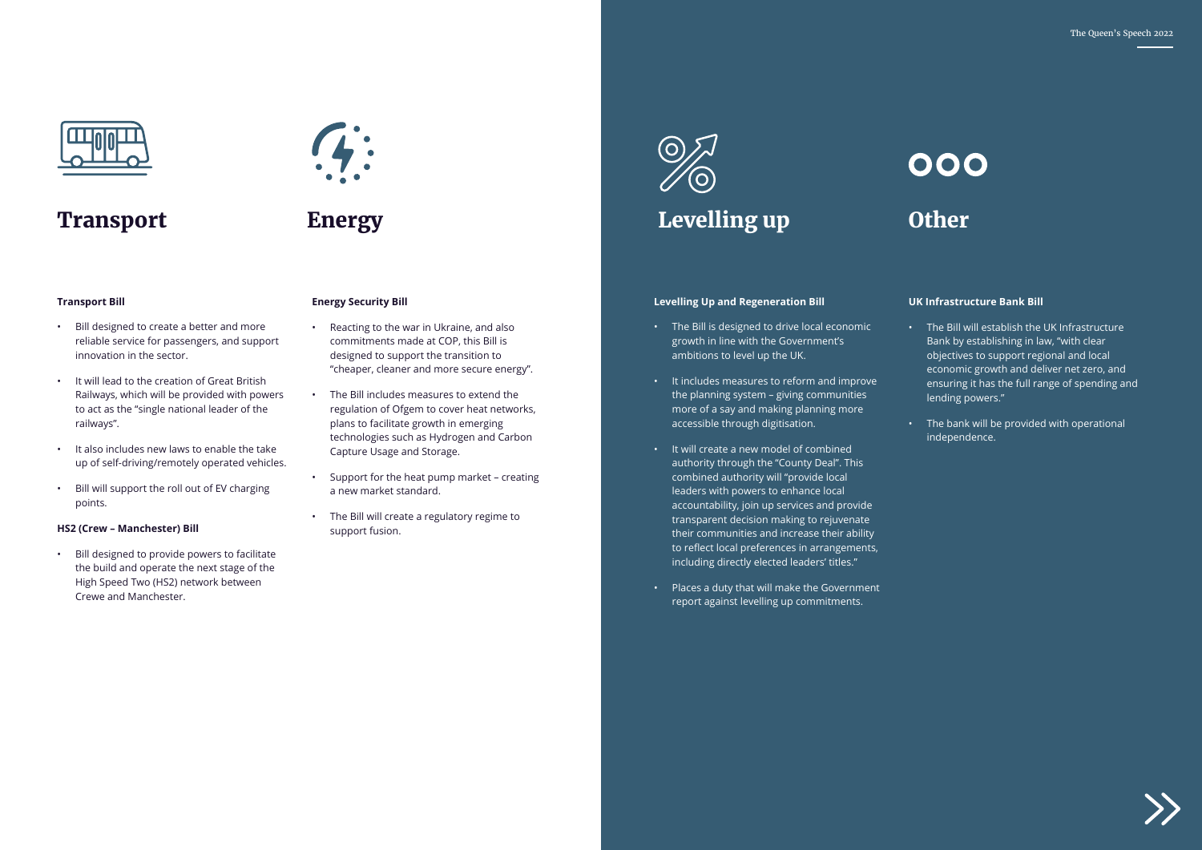## Transport

**Transport Bill**

- Bill designed to create a better and more reliable service for passengers, and support innovation in the sector.
- It will lead to the creation of Great British Railways, which will be provided with powers to act as the "single national leader of the railways".
- It also includes new laws to enable the take up of self-driving/remotely operated vehicles.
- Bill will support the roll out of EV charging points.

**HS2 (Crew – Manchester) Bill**

- Bill designed to provide powers to facilitate the build and operate the next stage of the High Speed Two (HS2) network between Crewe and Manchester.

## Energy

**Energy Security Bill**

- Reacting to the war in Ukraine, and also commitments made at COP, this Bill is designed to support the transition to "cheaper, cleaner and more secure energy".
- The Bill includes measures to extend the regulation of Ofgem to cover heat networks, plans to facilitate growth in emerging technologies such as Hydrogen and Carbon Capture Usage and Storage.
- Support for the heat pump market – creating a new market standard.
- The Bill will create a regulatory regime to support fusion.

## Levelling up

**Levelling Up and Regeneration Bill**

- The Bill is designed to drive local economic growth in line with the Government's ambitions to level up the UK.
- It includes measures to reform and improve the planning system – giving communities more of a say and making planning more accessible through digitisation.
- It will create a new model of combined authority through the "County Deal". This combined authority will "provide local leaders with powers to enhance local accountability, join up services and provide transparent decision making to rejuvenate their communities and increase their ability to reflect local preferences in arrangements, including directly elected leaders' titles."
- Places a duty that will make the Government report against levelling up commitments.

## Other

**UK Infrastructure Bank Bill**

- The Bill will establish the UK Infrastructure Bank by establishing in law, "with clear objectives to support regional and local economic growth and deliver net zero, and ensuring it has the full range of spending and lending powers."
- The bank will be provided with operational independence.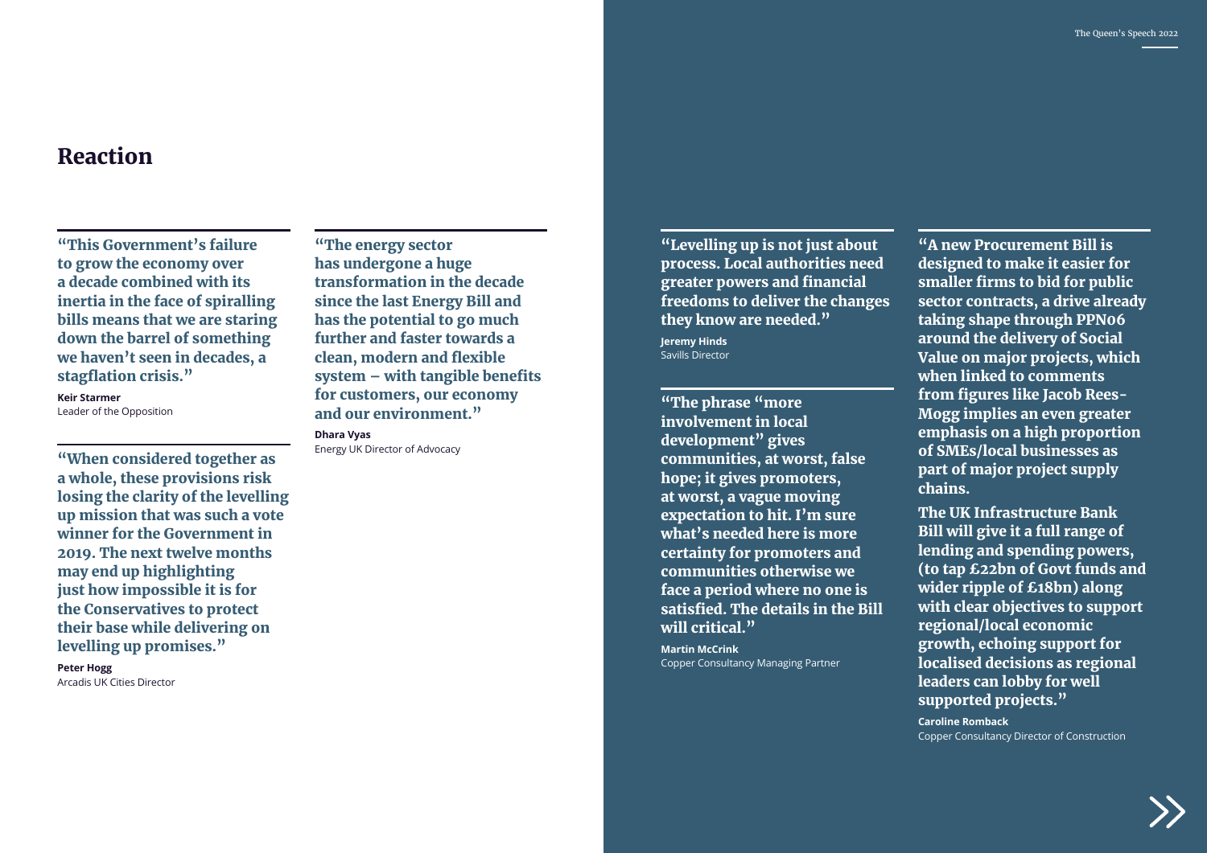# Reaction

**"This Government's failure to grow the economy over a decade combined with its inertia in the face of spiralling bills means that we are staring down the barrel of something we haven't seen in decades, a stagflation crisis."**

**Keir Starmer**
Leader of the Opposition

**"When considered together as a whole, these provisions risk losing the clarity of the levelling up mission that was such a vote winner for the Government in 2019. The next twelve months may end up highlighting just how impossible it is for the Conservatives to protect their base while delivering on levelling up promises."**

**Peter Hogg**
Arcadis UK Cities Director

**"The energy sector has undergone a huge transformation in the decade since the last Energy Bill and has the potential to go much further and faster towards a clean, modern and flexible system – with tangible benefits for customers, our economy and our environment."**

**Dhara Vyas**
Energy UK Director of Advocacy

**"Levelling up is not just about process. Local authorities need greater powers and financial freedoms to deliver the changes they know are needed."**

**Jeremy Hinds**
Savills Director

**"The phrase "more involvement in local development" gives communities, at worst, false hope; it gives promoters, at worst, a vague moving expectation to hit. I'm sure what's needed here is more certainty for promoters and communities otherwise we face a period where no one is satisfied. The details in the Bill will critical."**

**Martin McCrink**
Copper Consultancy Managing Partner

**"A new Procurement Bill is designed to make it easier for smaller firms to bid for public sector contracts, a drive already taking shape through PPN06 around the delivery of Social Value on major projects, which when linked to comments from figures like Jacob Rees-Mogg implies an even greater emphasis on a high proportion of SMEs/local businesses as part of major project supply chains.**

**The UK Infrastructure Bank Bill will give it a full range of lending and spending powers, (to tap £22bn of Govt funds and wider ripple of £18bn) along with clear objectives to support regional/local economic growth, echoing support for localised decisions as regional leaders can lobby for well supported projects."**

**Caroline Romback**
Copper Consultancy Director of Construction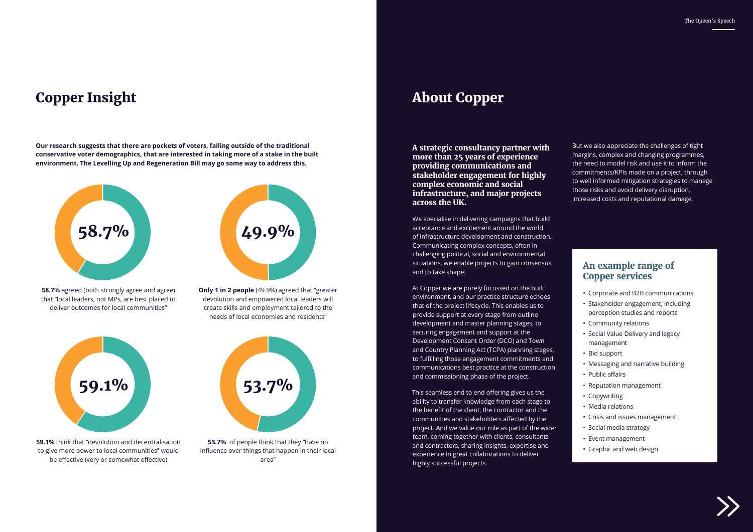# Copper Insight

**Our research suggests that there are pockets of voters, falling outside of the traditional conservative voter demographics, that are interested in taking more of a stake in the built environment. The Levelling Up and Regeneration Bill may go some way to address this.**

58.7%

**58.7%** agreed (both strongly agree and agree) that "local leaders, not MPs, are best placed to deliver outcomes for local communities"

49.9%

**Only 1 in 2 people** (49.9%) agreed that "greater devolution and empowered local leaders will create skills and employment tailored to the needs of local economies and residents"

59.1%

**59.1%** think that "devolution and decentralisation to give more power to local communities" would be effective (very or somewhat effective)

53.7%

**53.7%** of people think that they "have no influence over things that happen in their local area"

# About Copper

**A strategic consultancy partner with more than 25 years of experience providing communications and stakeholder engagement for highly complex economic and social infrastructure, and major projects across the UK.**

We specialise in delivering campaigns that build acceptance and excitement around the world of infrastructure development and construction. Communicating complex concepts, often in challenging political, social and environmental situations, we enable projects to gain consensus and to take shape.

At Copper we are purely focussed on the built environment, and our practice structure echoes that of the project lifecycle. This enables us to provide support at every stage from outline development and master planning stages, to securing engagement and support at the Development Consent Order (DCO) and Town and Country Planning Act (TCPA) planning stages, to fulfilling those engagement commitments and communications best practice at the construction and commissioning phase of the project.

This seamless end to end offering gives us the ability to transfer knowledge from each stage to the benefit of the client, the contractor and the communities and stakeholders affected by the project. And we value our role as part of the wider team, coming together with clients, consultants and contractors, sharing insights, expertise and experience in great collaborations to deliver highly successful projects.

But we also appreciate the challenges of tight margins, complex and changing programmes, the need to model risk and use it to inform the commitments/KPIs made on a project, through to well informed mitigation strategies to manage those risks and avoid delivery disruption, increased costs and reputational damage.

## An example range of Copper services

- Corporate and B2B communications
- Stakeholder engagement, including perception studies and reports
- Community relations
- Social Value Delivery and legacy management
- Bid support
- Messaging and narrative building
- Public affairs
- Reputation management
- Copywriting
- Media relations
- Crisis and issues management
- Social media strategy
- Event management
- Graphic and web design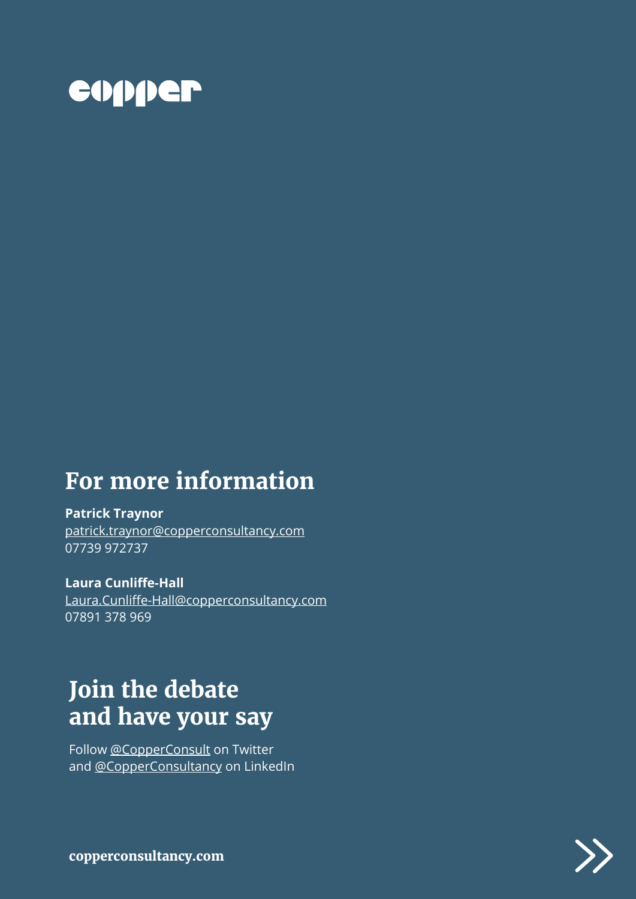copper

## For more information

**Patrick Traynor**
patrick.traynor@copperconsultancy.com
07739 972737

**Laura Cunliffe-Hall**
Laura.Cunliffe-Hall@copperconsultancy.com
07891 378 969

## Join the debate and have your say

Follow @CopperConsult on Twitter
and @CopperConsultancy on LinkedIn

**copperconsultancy.com**